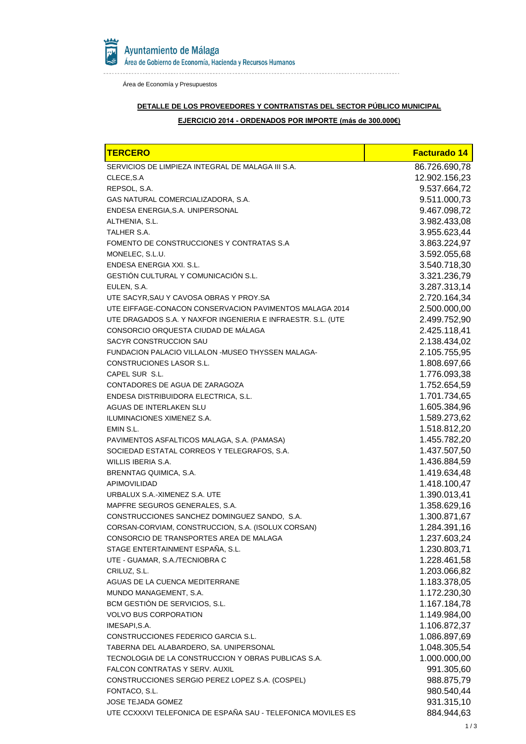Ayuntamiento de Málaga
Área de Gobierno de Economía, Hacienda y Recursos Humanos

Área de Economía y Presupuestos

## DETALLE DE LOS PROVEEDORES Y CONTRATISTAS DEL SECTOR PÚBLICO MUNICIPAL

## EJERCICIO 2014 - ORDENADOS POR IMPORTE (más de 300.000€)

| TERCERO | Facturado 14 |
|---|---:|
| SERVICIOS DE LIMPIEZA INTEGRAL DE MALAGA III S.A. | 86.726.690,78 |
| CLECE,S.A | 12.902.156,23 |
| REPSOL, S.A. | 9.537.664,72 |
| GAS NATURAL COMERCIALIZADORA, S.A. | 9.511.000,73 |
| ENDESA ENERGIA,S.A. UNIPERSONAL | 9.467.098,72 |
| ALTHENIA, S.L. | 3.982.433,08 |
| TALHER S.A. | 3.955.623,44 |
| FOMENTO DE CONSTRUCCIONES Y CONTRATAS S.A | 3.863.224,97 |
| MONELEC, S.L.U. | 3.592.055,68 |
| ENDESA ENERGIA XXI. S.L. | 3.540.718,30 |
| GESTIÓN CULTURAL Y COMUNICACIÓN S.L. | 3.321.236,79 |
| EULEN, S.A. | 3.287.313,14 |
| UTE SACYR,SAU Y CAVOSA OBRAS Y PROY.SA | 2.720.164,34 |
| UTE EIFFAGE-CONACON CONSERVACION PAVIMENTOS MALAGA 2014 | 2.500.000,00 |
| UTE DRAGADOS S.A. Y NAXFOR INGENIERIA E INFRAESTR. S.L. (UTE | 2.499.752,90 |
| CONSORCIO ORQUESTA CIUDAD DE MÁLAGA | 2.425.118,41 |
| SACYR CONSTRUCCION SAU | 2.138.434,02 |
| FUNDACION PALACIO VILLALON -MUSEO THYSSEN MALAGA- | 2.105.755,95 |
| CONSTRUCIONES LASOR S.L. | 1.808.697,66 |
| CAPEL SUR S.L. | 1.776.093,38 |
| CONTADORES DE AGUA DE ZARAGOZA | 1.752.654,59 |
| ENDESA DISTRIBUIDORA ELECTRICA, S.L. | 1.701.734,65 |
| AGUAS DE INTERLAKEN SLU | 1.605.384,96 |
| ILUMINACIONES XIMENEZ S.A. | 1.589.273,62 |
| EMIN S.L. | 1.518.812,20 |
| PAVIMENTOS ASFALTICOS MALAGA, S.A. (PAMASA) | 1.455.782,20 |
| SOCIEDAD ESTATAL CORREOS Y TELEGRAFOS, S.A. | 1.437.507,50 |
| WILLIS IBERIA S.A. | 1.436.884,59 |
| BRENNTAG QUIMICA, S.A. | 1.419.634,48 |
| APIMOVILIDAD | 1.418.100,47 |
| URBALUX S.A.-XIMENEZ S.A. UTE | 1.390.013,41 |
| MAPFRE SEGUROS GENERALES, S.A. | 1.358.629,16 |
| CONSTRUCCIONES SANCHEZ DOMINGUEZ SANDO, S.A. | 1.300.871,67 |
| CORSAN-CORVIAM, CONSTRUCCION, S.A. (ISOLUX CORSAN) | 1.284.391,16 |
| CONSORCIO DE TRANSPORTES AREA DE MALAGA | 1.237.603,24 |
| STAGE ENTERTAINMENT ESPAÑA, S.L. | 1.230.803,71 |
| UTE - GUAMAR, S.A./TECNIOBRA C | 1.228.461,58 |
| CRILUZ, S.L. | 1.203.066,82 |
| AGUAS DE LA CUENCA MEDITERRANE | 1.183.378,05 |
| MUNDO MANAGEMENT, S.A. | 1.172.230,30 |
| BCM GESTIÓN DE SERVICIOS, S.L. | 1.167.184,78 |
| VOLVO BUS CORPORATION | 1.149.984,00 |
| IMESAPI,S.A. | 1.106.872,37 |
| CONSTRUCCIONES FEDERICO GARCIA S.L. | 1.086.897,69 |
| TABERNA DEL ALABARDERO, SA. UNIPERSONAL | 1.048.305,54 |
| TECNOLOGIA DE LA CONSTRUCCION Y OBRAS PUBLICAS S.A. | 1.000.000,00 |
| FALCON CONTRATAS Y SERV. AUXIL | 991.305,60 |
| CONSTRUCCIONES SERGIO PEREZ LOPEZ S.A. (COSPEL) | 988.875,79 |
| FONTACO, S.L. | 980.540,44 |
| JOSE TEJADA GOMEZ | 931.315,10 |
| UTE CCXXXVI TELEFONICA DE ESPAÑA SAU - TELEFONICA MOVILES ES | 884.944,63 |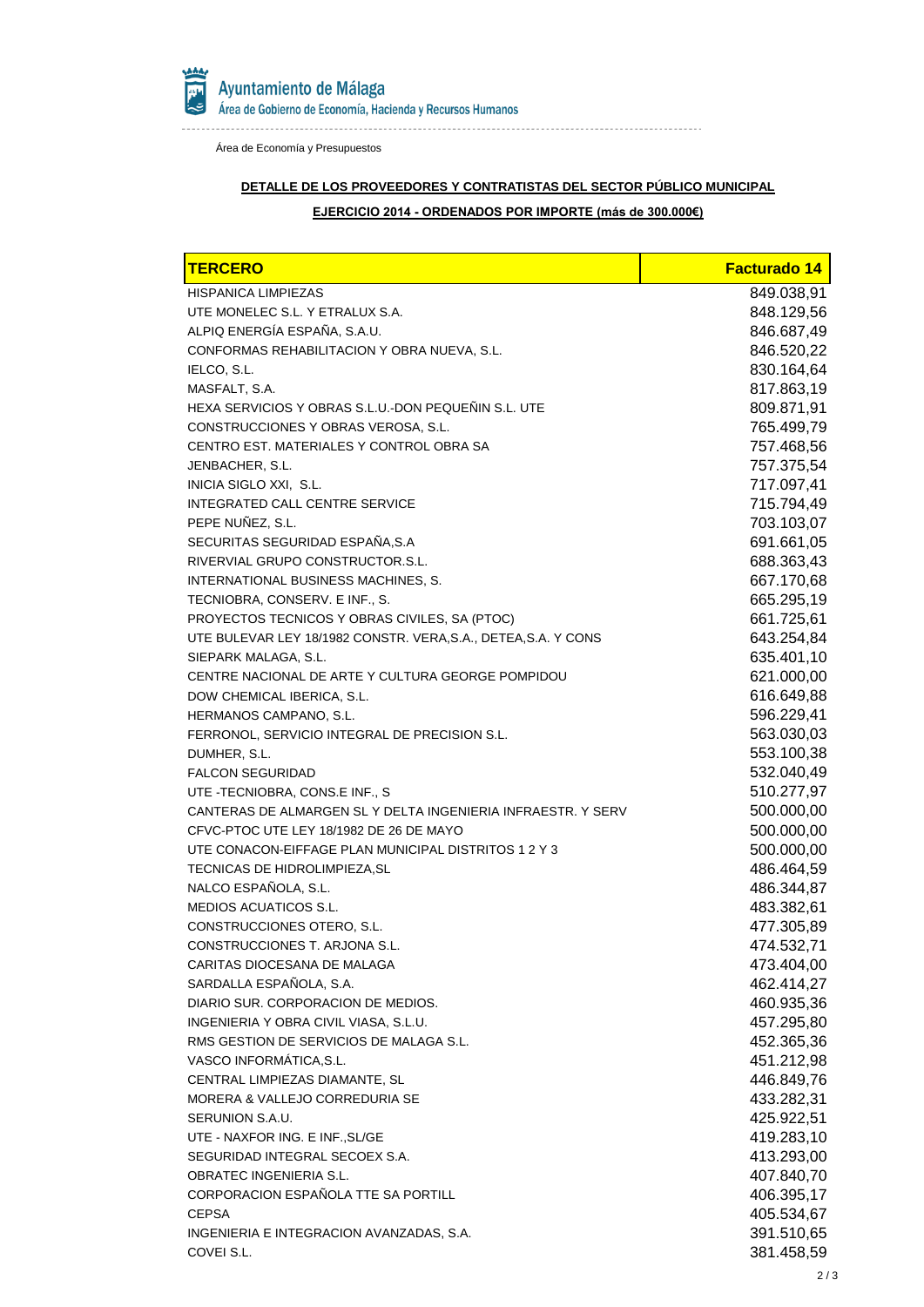Ayuntamiento de Málaga
Área de Gobierno de Economía, Hacienda y Recursos Humanos

Área de Economía y Presupuestos

**DETALLE DE LOS PROVEEDORES Y CONTRATISTAS DEL SECTOR PÚBLICO MUNICIPAL**

**EJERCICIO 2014 - ORDENADOS POR IMPORTE (más de 300.000€)**

| TERCERO | Facturado 14 |
|---|---|
| HISPANICA LIMPIEZAS | 849.038,91 |
| UTE MONELEC S.L. Y ETRALUX S.A. | 848.129,56 |
| ALPIQ ENERGÍA ESPAÑA, S.A.U. | 846.687,49 |
| CONFORMAS REHABILITACION Y OBRA NUEVA, S.L. | 846.520,22 |
| IELCO, S.L. | 830.164,64 |
| MASFALT, S.A. | 817.863,19 |
| HEXA SERVICIOS Y OBRAS S.L.U.-DON PEQUEÑIN S.L. UTE | 809.871,91 |
| CONSTRUCCIONES Y OBRAS VEROSA, S.L. | 765.499,79 |
| CENTRO EST. MATERIALES Y CONTROL OBRA SA | 757.468,56 |
| JENBACHER, S.L. | 757.375,54 |
| INICIA SIGLO XXI, S.L. | 717.097,41 |
| INTEGRATED CALL CENTRE SERVICE | 715.794,49 |
| PEPE NUÑEZ, S.L. | 703.103,07 |
| SECURITAS SEGURIDAD ESPAÑA,S.A | 691.661,05 |
| RIVERVIAL GRUPO CONSTRUCTOR.S.L. | 688.363,43 |
| INTERNATIONAL BUSINESS MACHINES, S. | 667.170,68 |
| TECNIOBRA, CONSERV. E INF., S. | 665.295,19 |
| PROYECTOS TECNICOS Y OBRAS CIVILES, SA (PTOC) | 661.725,61 |
| UTE BULEVAR LEY 18/1982 CONSTR. VERA,S.A., DETEA,S.A. Y CONS | 643.254,84 |
| SIEPARK MALAGA, S.L. | 635.401,10 |
| CENTRE NACIONAL DE ARTE Y CULTURA GEORGE POMPIDOU | 621.000,00 |
| DOW CHEMICAL IBERICA, S.L. | 616.649,88 |
| HERMANOS CAMPANO, S.L. | 596.229,41 |
| FERRONOL, SERVICIO INTEGRAL DE PRECISION S.L. | 563.030,03 |
| DUMHER, S.L. | 553.100,38 |
| FALCON SEGURIDAD | 532.040,49 |
| UTE -TECNIOBRA, CONS.E INF., S | 510.277,97 |
| CANTERAS DE ALMARGEN SL Y DELTA INGENIERIA INFRAESTR. Y SERV | 500.000,00 |
| CFVC-PTOC UTE LEY 18/1982 DE 26 DE MAYO | 500.000,00 |
| UTE CONACON-EIFFAGE PLAN MUNICIPAL DISTRITOS 1 2 Y 3 | 500.000,00 |
| TECNICAS DE HIDROLIMPIEZA,SL | 486.464,59 |
| NALCO ESPAÑOLA, S.L. | 486.344,87 |
| MEDIOS ACUATICOS S.L. | 483.382,61 |
| CONSTRUCCIONES OTERO, S.L. | 477.305,89 |
| CONSTRUCCIONES T. ARJONA S.L. | 474.532,71 |
| CARITAS DIOCESANA DE MALAGA | 473.404,00 |
| SARDALLA ESPAÑOLA, S.A. | 462.414,27 |
| DIARIO SUR. CORPORACION DE MEDIOS. | 460.935,36 |
| INGENIERIA Y OBRA CIVIL VIASA, S.L.U. | 457.295,80 |
| RMS GESTION DE SERVICIOS DE MALAGA S.L. | 452.365,36 |
| VASCO INFORMÁTICA,S.L. | 451.212,98 |
| CENTRAL LIMPIEZAS DIAMANTE, SL | 446.849,76 |
| MORERA & VALLEJO CORREDURIA SE | 433.282,31 |
| SERUNION S.A.U. | 425.922,51 |
| UTE - NAXFOR ING. E INF.,SL/GE | 419.283,10 |
| SEGURIDAD INTEGRAL SECOEX S.A. | 413.293,00 |
| OBRATEC INGENIERIA S.L. | 407.840,70 |
| CORPORACION ESPAÑOLA TTE SA PORTILL | 406.395,17 |
| CEPSA | 405.534,67 |
| INGENIERIA E INTEGRACION AVANZADAS, S.A. | 391.510,65 |
| COVEI S.L. | 381.458,59 |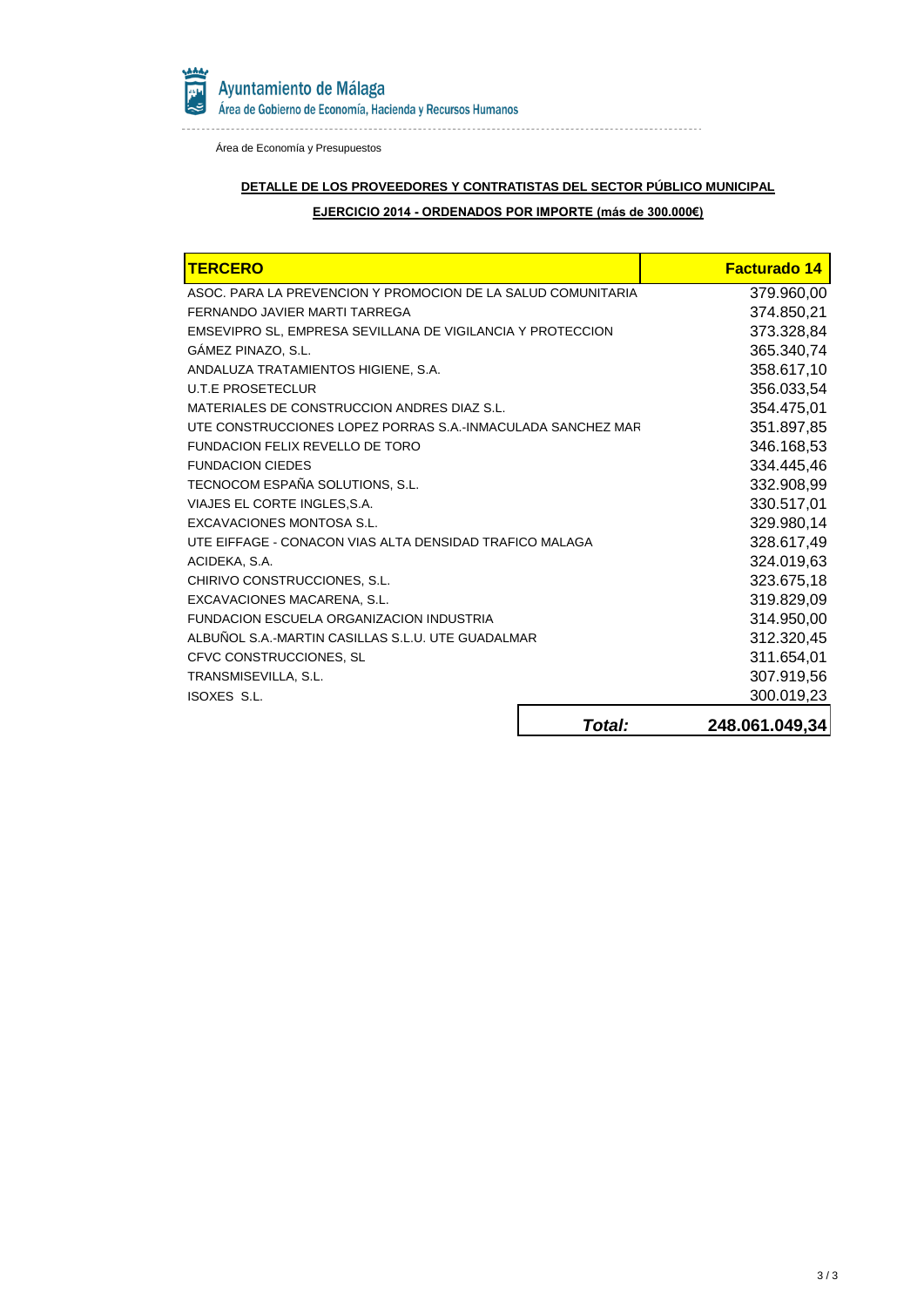Ayuntamiento de Málaga
Área de Gobierno de Economía, Hacienda y Recursos Humanos

Área de Economía y Presupuestos

**DETALLE DE LOS PROVEEDORES Y CONTRATISTAS DEL SECTOR PÚBLICO MUNICIPAL**

**EJERCICIO 2014 - ORDENADOS POR IMPORTE (más de 300.000€)**

| TERCERO | Facturado 14 |
|---|---|
| ASOC. PARA LA PREVENCION Y PROMOCION DE LA SALUD COMUNITARIA | 379.960,00 |
| FERNANDO JAVIER MARTI TARREGA | 374.850,21 |
| EMSEVIPRO SL, EMPRESA SEVILLANA DE VIGILANCIA Y PROTECCION | 373.328,84 |
| GÁMEZ PINAZO, S.L. | 365.340,74 |
| ANDALUZA TRATAMIENTOS HIGIENE, S.A. | 358.617,10 |
| U.T.E PROSETECLUR | 356.033,54 |
| MATERIALES DE CONSTRUCCION ANDRES DIAZ S.L. | 354.475,01 |
| UTE CONSTRUCCIONES LOPEZ PORRAS S.A.-INMACULADA SANCHEZ MAR | 351.897,85 |
| FUNDACION FELIX REVELLO DE TORO | 346.168,53 |
| FUNDACION CIEDES | 334.445,46 |
| TECNOCOM ESPAÑA SOLUTIONS, S.L. | 332.908,99 |
| VIAJES EL CORTE INGLES,S.A. | 330.517,01 |
| EXCAVACIONES MONTOSA S.L. | 329.980,14 |
| UTE EIFFAGE - CONACON VIAS ALTA DENSIDAD TRAFICO MALAGA | 328.617,49 |
| ACIDEKA, S.A. | 324.019,63 |
| CHIRIVO CONSTRUCCIONES, S.L. | 323.675,18 |
| EXCAVACIONES MACARENA, S.L. | 319.829,09 |
| FUNDACION ESCUELA ORGANIZACION INDUSTRIA | 314.950,00 |
| ALBUÑOL S.A.-MARTIN CASILLAS S.L.U. UTE GUADALMAR | 312.320,45 |
| CFVC CONSTRUCCIONES, SL | 311.654,01 |
| TRANSMISEVILLA, S.L. | 307.919,56 |
| ISOXES S.L. | 300.019,23 |
| ***Total:*** | **248.061.049,34** |